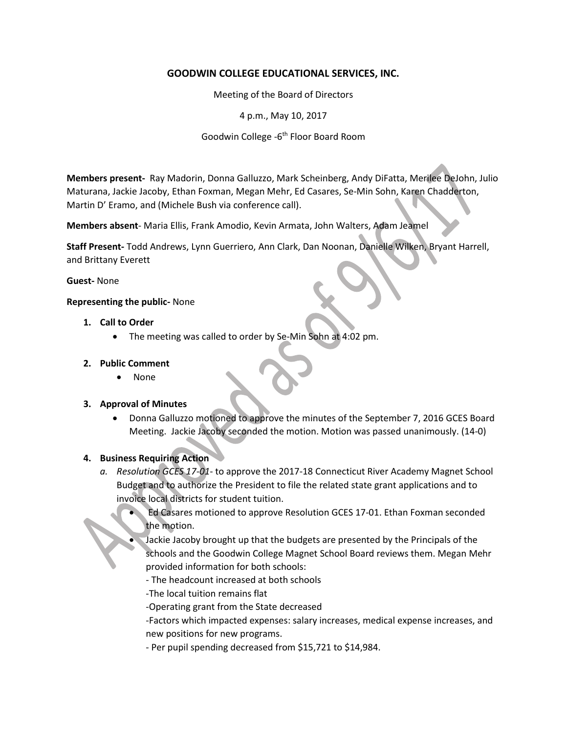# GOODWIN COLLEGE EDUCATIONAL SERVICES, INC.

Meeting of the Board of Directors

4 p.m., May 10, 2017

Goodwin College -6th Floor Board Room

**Members present-** Ray Madorin, Donna Galluzzo, Mark Scheinberg, Andy DiFatta, Merilee DeJohn, Julio Maturana, Jackie Jacoby, Ethan Foxman, Megan Mehr, Ed Casares, Se-Min Sohn, Karen Chadderton, Martin D' Eramo, and (Michele Bush via conference call).

**Members absent**- Maria Ellis, Frank Amodio, Kevin Armata, John Walters, Adam Jeamel

**Staff Present-** Todd Andrews, Lynn Guerriero, Ann Clark, Dan Noonan, Danielle Wilken, Bryant Harrell, and Brittany Everett

**Guest-** None

**Representing the public-** None

1. **Call to Order**
   - The meeting was called to order by Se-Min Sohn at 4:02 pm.

2. **Public Comment**
   - None

3. **Approval of Minutes**
   - Donna Galluzzo motioned to approve the minutes of the September 7, 2016 GCES Board Meeting. Jackie Jacoby seconded the motion. Motion was passed unanimously. (14-0)

4. **Business Requiring Action**
   a. *Resolution GCES 17-01*- to approve the 2017-18 Connecticut River Academy Magnet School Budget and to authorize the President to file the related state grant applications and to invoice local districts for student tuition.
      - Ed Casares motioned to approve Resolution GCES 17-01. Ethan Foxman seconded the motion.
      - Jackie Jacoby brought up that the budgets are presented by the Principals of the schools and the Goodwin College Magnet School Board reviews them. Megan Mehr provided information for both schools:
        - The headcount increased at both schools
        - The local tuition remains flat
        - Operating grant from the State decreased
        - Factors which impacted expenses: salary increases, medical expense increases, and new positions for new programs.
        - Per pupil spending decreased from $15,721 to $14,984.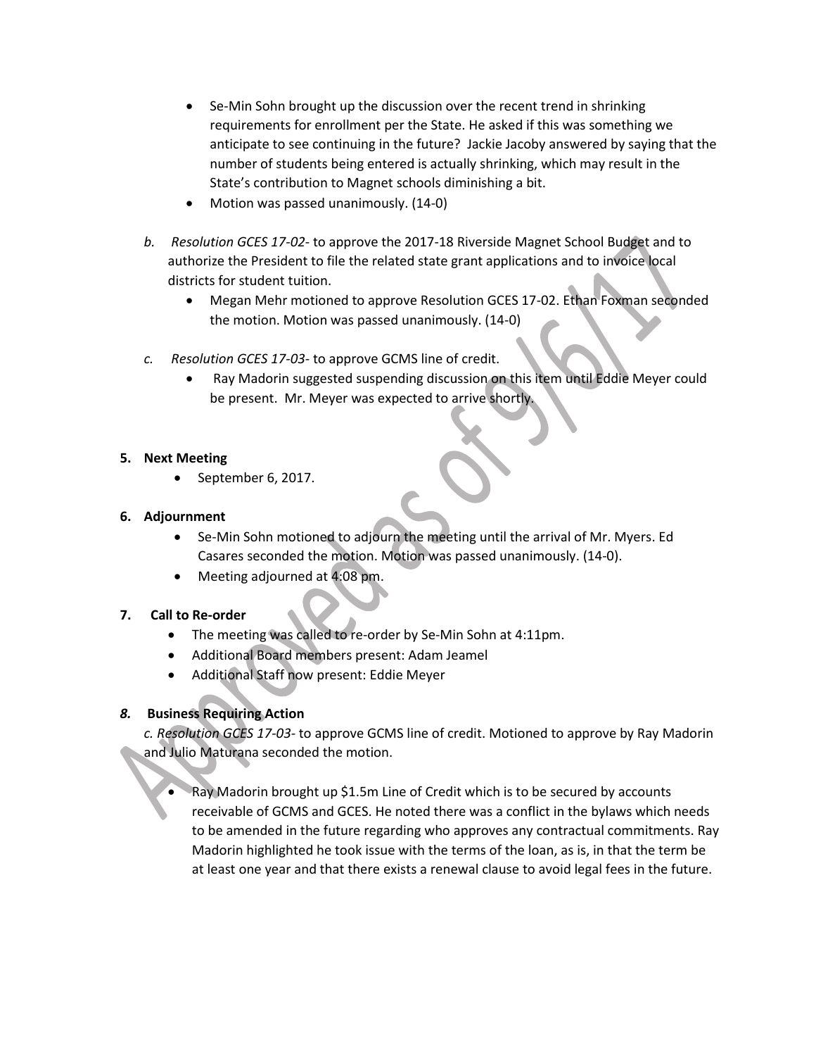- Se-Min Sohn brought up the discussion over the recent trend in shrinking requirements for enrollment per the State. He asked if this was something we anticipate to see continuing in the future? Jackie Jacoby answered by saying that the number of students being entered is actually shrinking, which may result in the State's contribution to Magnet schools diminishing a bit.
- Motion was passed unanimously. (14-0)

*b. Resolution GCES 17-02*- to approve the 2017-18 Riverside Magnet School Budget and to authorize the President to file the related state grant applications and to invoice local districts for student tuition.

- Megan Mehr motioned to approve Resolution GCES 17-02. Ethan Foxman seconded the motion. Motion was passed unanimously. (14-0)

*c. Resolution GCES 17-03*- to approve GCMS line of credit.

- Ray Madorin suggested suspending discussion on this item until Eddie Meyer could be present. Mr. Meyer was expected to arrive shortly.

**5. Next Meeting**

- September 6, 2017.

**6. Adjournment**

- Se-Min Sohn motioned to adjourn the meeting until the arrival of Mr. Myers. Ed Casares seconded the motion. Motion was passed unanimously. (14-0).
- Meeting adjourned at 4:08 pm.

**7. Call to Re-order**

- The meeting was called to re-order by Se-Min Sohn at 4:11pm.
- Additional Board members present: Adam Jeamel
- Additional Staff now present: Eddie Meyer

***8.* Business Requiring Action**

*c. Resolution GCES 17-03*- to approve GCMS line of credit. Motioned to approve by Ray Madorin and Julio Maturana seconded the motion.

- Ray Madorin brought up $1.5m Line of Credit which is to be secured by accounts receivable of GCMS and GCES. He noted there was a conflict in the bylaws which needs to be amended in the future regarding who approves any contractual commitments. Ray Madorin highlighted he took issue with the terms of the loan, as is, in that the term be at least one year and that there exists a renewal clause to avoid legal fees in the future.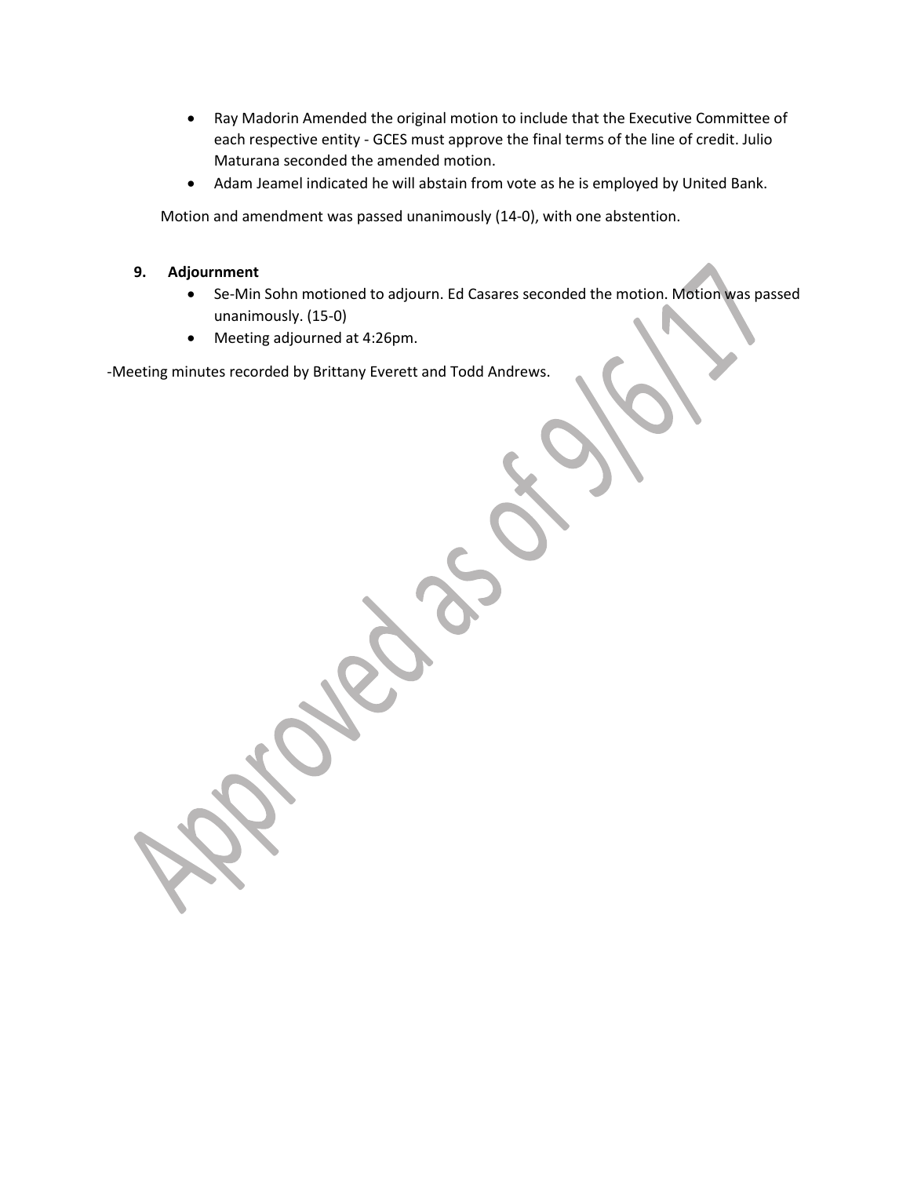- Ray Madorin Amended the original motion to include that the Executive Committee of each respective entity - GCES must approve the final terms of the line of credit. Julio Maturana seconded the amended motion.
- Adam Jeamel indicated he will abstain from vote as he is employed by United Bank.

Motion and amendment was passed unanimously (14-0), with one abstention.

**9. Adjournment**

- Se-Min Sohn motioned to adjourn. Ed Casares seconded the motion. Motion was passed unanimously. (15-0)
- Meeting adjourned at 4:26pm.

-Meeting minutes recorded by Brittany Everett and Todd Andrews.

Approved as of 9/6/17